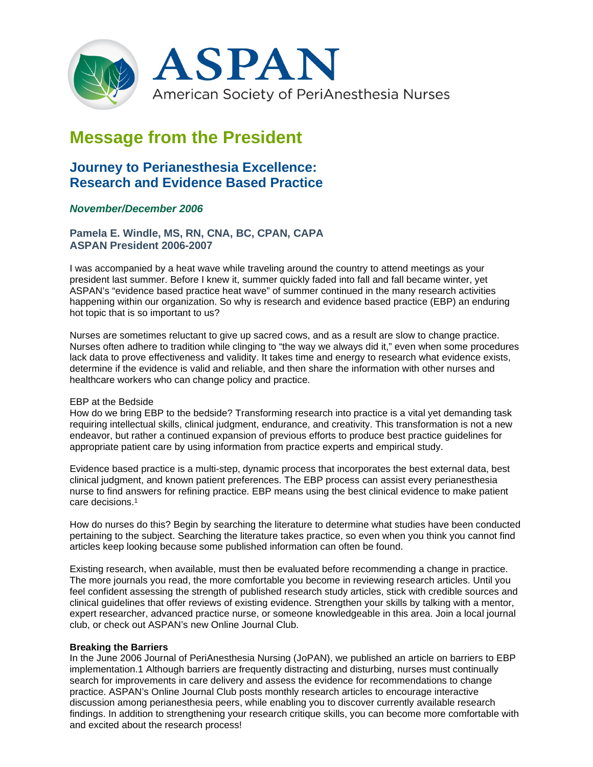ASPAN

American Society of PeriAnesthesia Nurses

# Message from the President

## Journey to Perianesthesia Excellence: Research and Evidence Based Practice

***November/December 2006***

**Pamela E. Windle, MS, RN, CNA, BC, CPAN, CAPA**
**ASPAN President 2006-2007**

I was accompanied by a heat wave while traveling around the country to attend meetings as your president last summer. Before I knew it, summer quickly faded into fall and fall became winter, yet ASPAN's "evidence based practice heat wave" of summer continued in the many research activities happening within our organization. So why is research and evidence based practice (EBP) an enduring hot topic that is so important to us?

Nurses are sometimes reluctant to give up sacred cows, and as a result are slow to change practice. Nurses often adhere to tradition while clinging to "the way we always did it," even when some procedures lack data to prove effectiveness and validity. It takes time and energy to research what evidence exists, determine if the evidence is valid and reliable, and then share the information with other nurses and healthcare workers who can change policy and practice.

EBP at the Bedside

How do we bring EBP to the bedside? Transforming research into practice is a vital yet demanding task requiring intellectual skills, clinical judgment, endurance, and creativity. This transformation is not a new endeavor, but rather a continued expansion of previous efforts to produce best practice guidelines for appropriate patient care by using information from practice experts and empirical study.

Evidence based practice is a multi-step, dynamic process that incorporates the best external data, best clinical judgment, and known patient preferences. The EBP process can assist every perianesthesia nurse to find answers for refining practice. EBP means using the best clinical evidence to make patient care decisions.[1]

How do nurses do this? Begin by searching the literature to determine what studies have been conducted pertaining to the subject. Searching the literature takes practice, so even when you think you cannot find articles keep looking because some published information can often be found.

Existing research, when available, must then be evaluated before recommending a change in practice. The more journals you read, the more comfortable you become in reviewing research articles. Until you feel confident assessing the strength of published research study articles, stick with credible sources and clinical guidelines that offer reviews of existing evidence. Strengthen your skills by talking with a mentor, expert researcher, advanced practice nurse, or someone knowledgeable in this area. Join a local journal club, or check out ASPAN's new Online Journal Club.

**Breaking the Barriers**

In the June 2006 Journal of PeriAnesthesia Nursing (JoPAN), we published an article on barriers to EBP implementation.1 Although barriers are frequently distracting and disturbing, nurses must continually search for improvements in care delivery and assess the evidence for recommendations to change practice. ASPAN's Online Journal Club posts monthly research articles to encourage interactive discussion among perianesthesia peers, while enabling you to discover currently available research findings. In addition to strengthening your research critique skills, you can become more comfortable with and excited about the research process!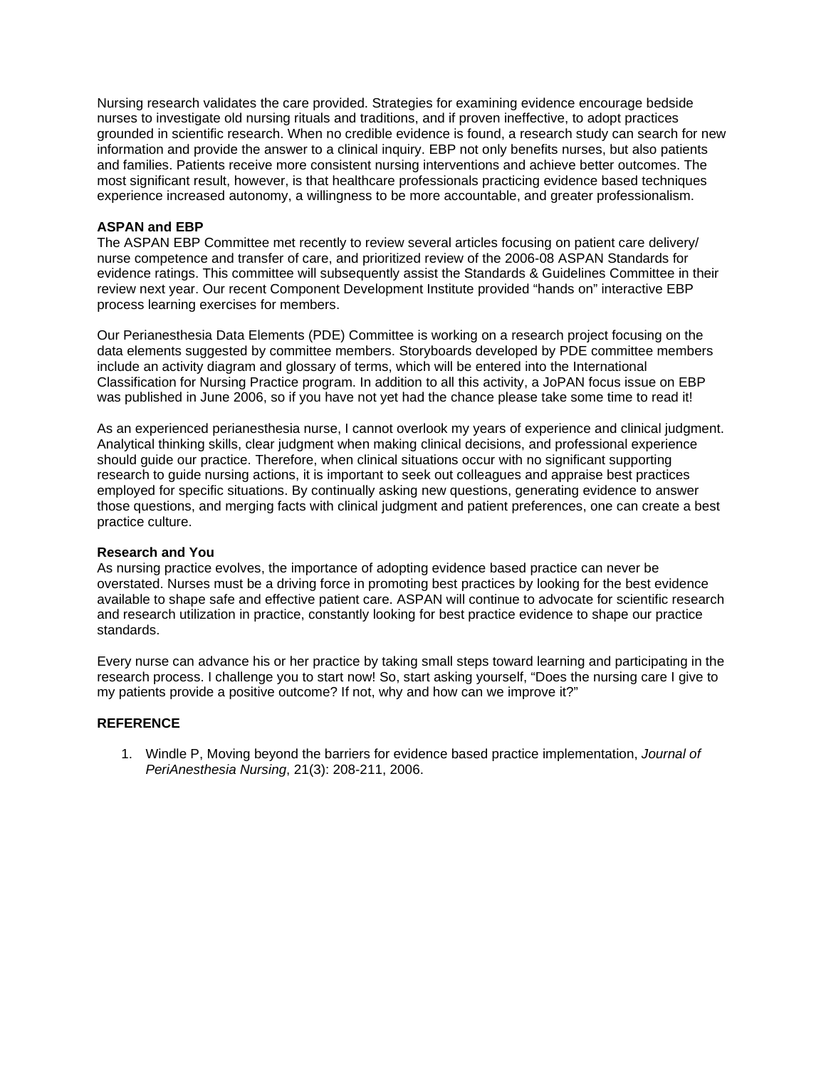Nursing research validates the care provided. Strategies for examining evidence encourage bedside nurses to investigate old nursing rituals and traditions, and if proven ineffective, to adopt practices grounded in scientific research. When no credible evidence is found, a research study can search for new information and provide the answer to a clinical inquiry. EBP not only benefits nurses, but also patients and families. Patients receive more consistent nursing interventions and achieve better outcomes. The most significant result, however, is that healthcare professionals practicing evidence based techniques experience increased autonomy, a willingness to be more accountable, and greater professionalism.

**ASPAN and EBP**

The ASPAN EBP Committee met recently to review several articles focusing on patient care delivery/ nurse competence and transfer of care, and prioritized review of the 2006-08 ASPAN Standards for evidence ratings. This committee will subsequently assist the Standards & Guidelines Committee in their review next year. Our recent Component Development Institute provided "hands on" interactive EBP process learning exercises for members.

Our Perianesthesia Data Elements (PDE) Committee is working on a research project focusing on the data elements suggested by committee members. Storyboards developed by PDE committee members include an activity diagram and glossary of terms, which will be entered into the International Classification for Nursing Practice program. In addition to all this activity, a JoPAN focus issue on EBP was published in June 2006, so if you have not yet had the chance please take some time to read it!

As an experienced perianesthesia nurse, I cannot overlook my years of experience and clinical judgment. Analytical thinking skills, clear judgment when making clinical decisions, and professional experience should guide our practice. Therefore, when clinical situations occur with no significant supporting research to guide nursing actions, it is important to seek out colleagues and appraise best practices employed for specific situations. By continually asking new questions, generating evidence to answer those questions, and merging facts with clinical judgment and patient preferences, one can create a best practice culture.

**Research and You**

As nursing practice evolves, the importance of adopting evidence based practice can never be overstated. Nurses must be a driving force in promoting best practices by looking for the best evidence available to shape safe and effective patient care. ASPAN will continue to advocate for scientific research and research utilization in practice, constantly looking for best practice evidence to shape our practice standards.

Every nurse can advance his or her practice by taking small steps toward learning and participating in the research process. I challenge you to start now! So, start asking yourself, "Does the nursing care I give to my patients provide a positive outcome? If not, why and how can we improve it?"

**REFERENCE**

1. Windle P, Moving beyond the barriers for evidence based practice implementation, *Journal of PeriAnesthesia Nursing*, 21(3): 208-211, 2006.